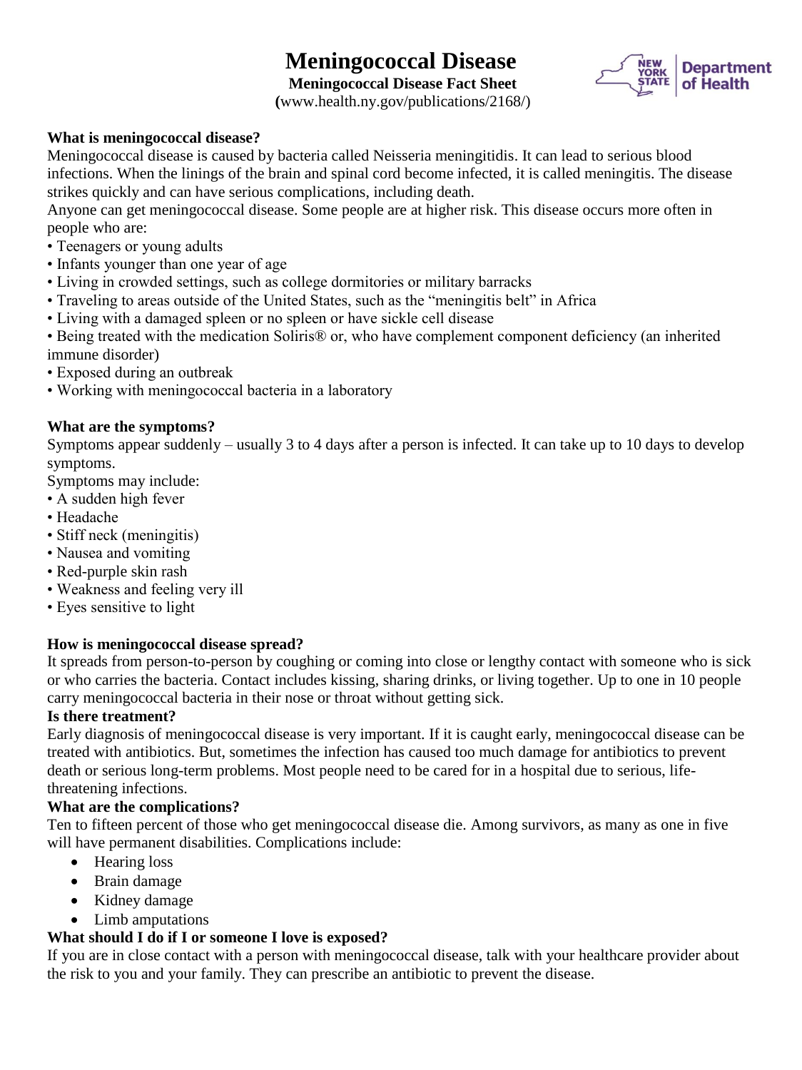# Meningococcal Disease

**Meningococcal Disease Fact Sheet**

**(**www.health.ny.gov/publications/2168/)

New York State Department of Health

**What is meningococcal disease?**

Meningococcal disease is caused by bacteria called Neisseria meningitidis. It can lead to serious blood infections. When the linings of the brain and spinal cord become infected, it is called meningitis. The disease strikes quickly and can have serious complications, including death.

Anyone can get meningococcal disease. Some people are at higher risk. This disease occurs more often in people who are:

- Teenagers or young adults
- Infants younger than one year of age
- Living in crowded settings, such as college dormitories or military barracks
- Traveling to areas outside of the United States, such as the "meningitis belt" in Africa
- Living with a damaged spleen or no spleen or have sickle cell disease
- Being treated with the medication Soliris® or, who have complement component deficiency (an inherited immune disorder)
- Exposed during an outbreak
- Working with meningococcal bacteria in a laboratory

**What are the symptoms?**

Symptoms appear suddenly – usually 3 to 4 days after a person is infected. It can take up to 10 days to develop symptoms.

Symptoms may include:

- A sudden high fever
- Headache
- Stiff neck (meningitis)
- Nausea and vomiting
- Red-purple skin rash
- Weakness and feeling very ill
- Eyes sensitive to light

**How is meningococcal disease spread?**

It spreads from person-to-person by coughing or coming into close or lengthy contact with someone who is sick or who carries the bacteria. Contact includes kissing, sharing drinks, or living together. Up to one in 10 people carry meningococcal bacteria in their nose or throat without getting sick.

**Is there treatment?**

Early diagnosis of meningococcal disease is very important. If it is caught early, meningococcal disease can be treated with antibiotics. But, sometimes the infection has caused too much damage for antibiotics to prevent death or serious long-term problems. Most people need to be cared for in a hospital due to serious, life-threatening infections.

**What are the complications?**

Ten to fifteen percent of those who get meningococcal disease die. Among survivors, as many as one in five will have permanent disabilities. Complications include:

- Hearing loss
- Brain damage
- Kidney damage
- Limb amputations

**What should I do if I or someone I love is exposed?**

If you are in close contact with a person with meningococcal disease, talk with your healthcare provider about the risk to you and your family. They can prescribe an antibiotic to prevent the disease.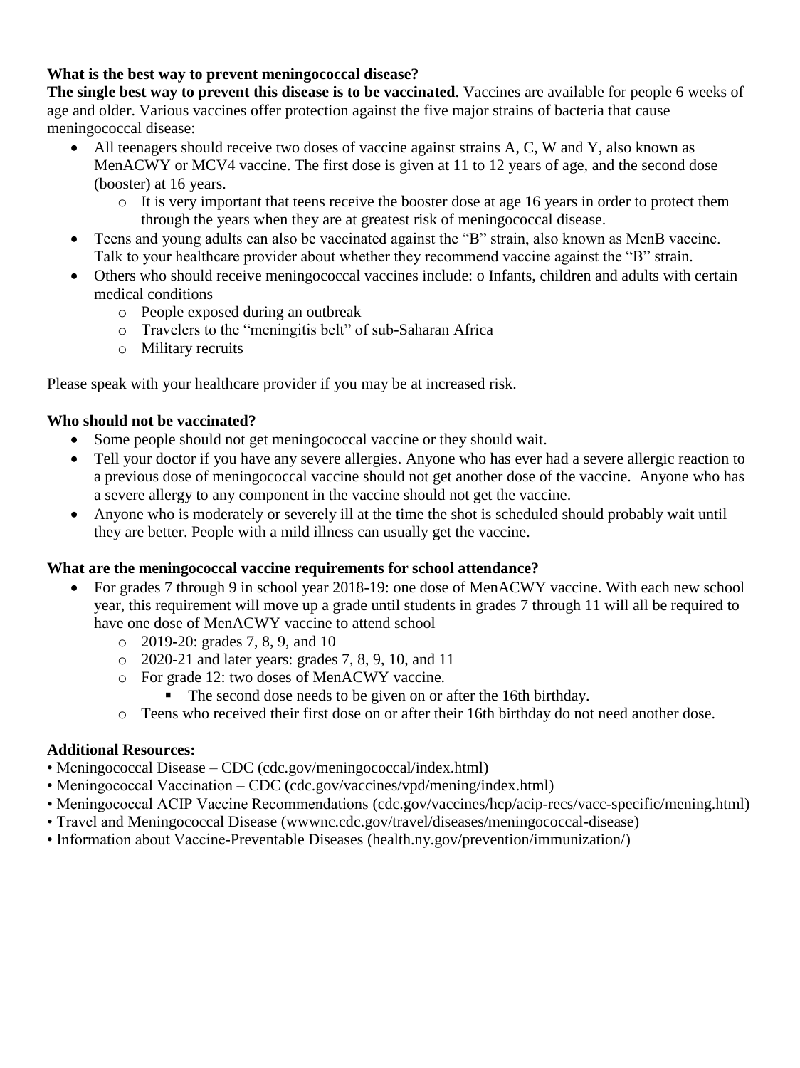**What is the best way to prevent meningococcal disease?**

**The single best way to prevent this disease is to be vaccinated**. Vaccines are available for people 6 weeks of age and older. Various vaccines offer protection against the five major strains of bacteria that cause meningococcal disease:

- All teenagers should receive two doses of vaccine against strains A, C, W and Y, also known as MenACWY or MCV4 vaccine. The first dose is given at 11 to 12 years of age, and the second dose (booster) at 16 years.
  - It is very important that teens receive the booster dose at age 16 years in order to protect them through the years when they are at greatest risk of meningococcal disease.
- Teens and young adults can also be vaccinated against the "B" strain, also known as MenB vaccine. Talk to your healthcare provider about whether they recommend vaccine against the "B" strain.
- Others who should receive meningococcal vaccines include: o Infants, children and adults with certain medical conditions
  - People exposed during an outbreak
  - Travelers to the "meningitis belt" of sub-Saharan Africa
  - Military recruits

Please speak with your healthcare provider if you may be at increased risk.

**Who should not be vaccinated?**

- Some people should not get meningococcal vaccine or they should wait.
- Tell your doctor if you have any severe allergies. Anyone who has ever had a severe allergic reaction to a previous dose of meningococcal vaccine should not get another dose of the vaccine. Anyone who has a severe allergy to any component in the vaccine should not get the vaccine.
- Anyone who is moderately or severely ill at the time the shot is scheduled should probably wait until they are better. People with a mild illness can usually get the vaccine.

**What are the meningococcal vaccine requirements for school attendance?**

- For grades 7 through 9 in school year 2018-19: one dose of MenACWY vaccine. With each new school year, this requirement will move up a grade until students in grades 7 through 11 will all be required to have one dose of MenACWY vaccine to attend school
  - 2019-20: grades 7, 8, 9, and 10
  - 2020-21 and later years: grades 7, 8, 9, 10, and 11
  - For grade 12: two doses of MenACWY vaccine.
    - The second dose needs to be given on or after the 16th birthday.
  - Teens who received their first dose on or after their 16th birthday do not need another dose.

**Additional Resources:**

- Meningococcal Disease – CDC (cdc.gov/meningococcal/index.html)
- Meningococcal Vaccination – CDC (cdc.gov/vaccines/vpd/mening/index.html)
- Meningococcal ACIP Vaccine Recommendations (cdc.gov/vaccines/hcp/acip-recs/vacc-specific/mening.html)
- Travel and Meningococcal Disease (wwwnc.cdc.gov/travel/diseases/meningococcal-disease)
- Information about Vaccine-Preventable Diseases (health.ny.gov/prevention/immunization/)